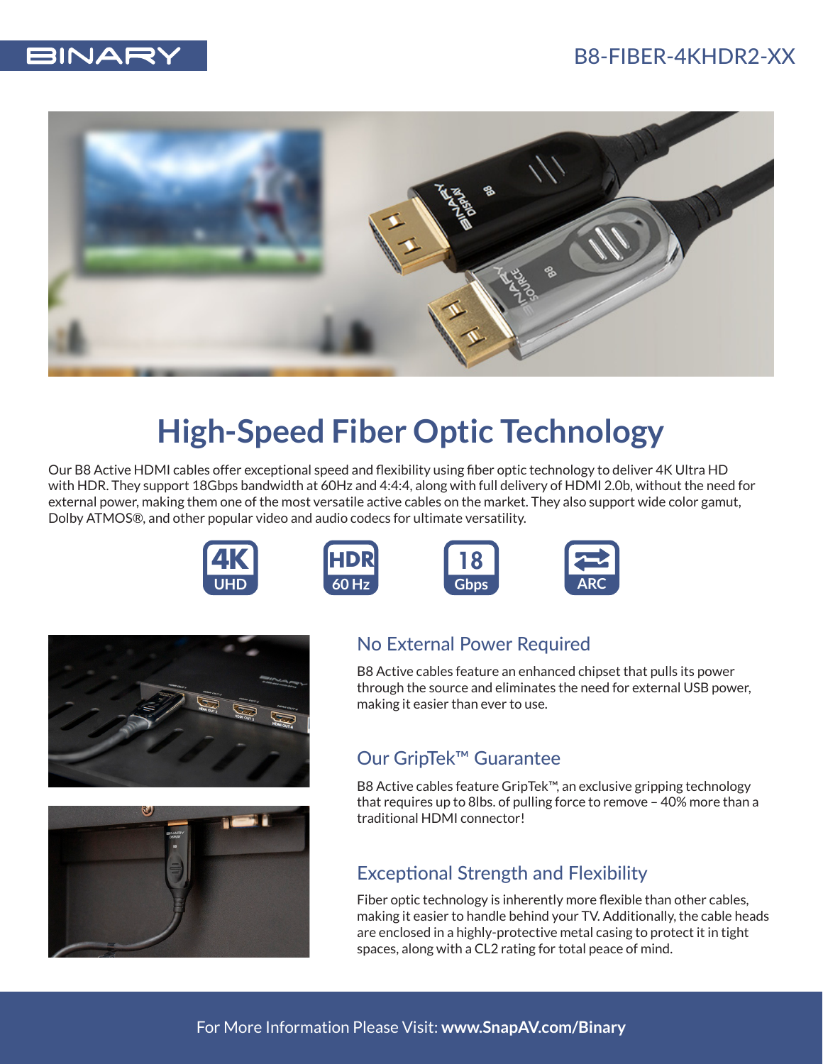# BINARY

## B8-FIBER-4KHDR2-XX

# High-Speed Fiber Optic Technology

Our B8 Active HDMI cables offer exceptional speed and flexibility using fiber optic technology to deliver 4K Ultra HD with HDR. They support 18Gbps bandwidth at 60Hz and 4:4:4, along with full delivery of HDMI 2.0b, without the need for external power, making them one of the most versatile active cables on the market. They also support wide color gamut, Dolby ATMOS®, and other popular video and audio codecs for ultimate versatility.

4K UHD | HDR 60 Hz | 18 Gbps | ARC

## No External Power Required

B8 Active cables feature an enhanced chipset that pulls its power through the source and eliminates the need for external USB power, making it easier than ever to use.

## Our GripTek™ Guarantee

B8 Active cables feature GripTek™, an exclusive gripping technology that requires up to 8lbs. of pulling force to remove – 40% more than a traditional HDMI connector!

## Exceptional Strength and Flexibility

Fiber optic technology is inherently more flexible than other cables, making it easier to handle behind your TV. Additionally, the cable heads are enclosed in a highly-protective metal casing to protect it in tight spaces, along with a CL2 rating for total peace of mind.

For More Information Please Visit: **www.SnapAV.com/Binary**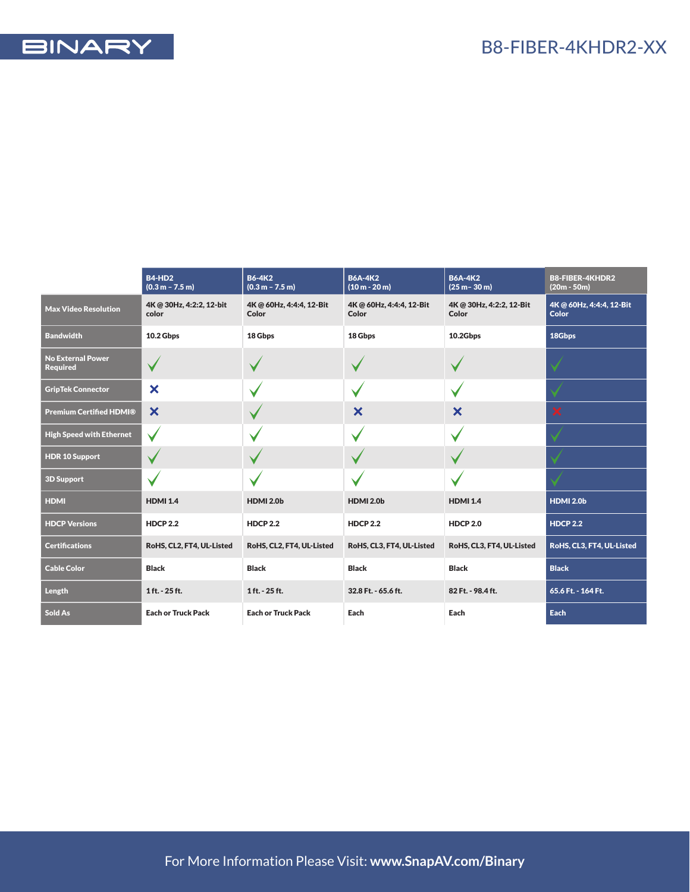| | B4-HD2 (0.3 m – 7.5 m) | B6-4K2 (0.3 m – 7.5 m) | B6A-4K2 (10 m - 20 m) | B6A-4K2 (25 m– 30 m) | B8-FIBER-4KHDR2 (20m - 50m) |
|---|---|---|---|---|---|
| Max Video Resolution | 4K @ 30Hz, 4:2:2, 12-bit color | 4K @ 60Hz, 4:4:4, 12-Bit Color | 4K @ 60Hz, 4:4:4, 12-Bit Color | 4K @ 30Hz, 4:2:2, 12-Bit Color | 4K @ 60Hz, 4:4:4, 12-Bit Color |
| Bandwidth | 10.2 Gbps | 18 Gbps | 18 Gbps | 10.2Gbps | 18Gbps |
| No External Power Required | ✓ | ✓ | ✓ | ✓ | ✓ |
| GripTek Connector | ✗ | ✓ | ✓ | ✓ | ✓ |
| Premium Certified HDMI® | ✗ | ✓ | ✗ | ✗ | ✗ |
| High Speed with Ethernet | ✓ | ✓ | ✓ | ✓ | ✓ |
| HDR 10 Support | ✓ | ✓ | ✓ | ✓ | ✓ |
| 3D Support | ✓ | ✓ | ✓ | ✓ | ✓ |
| HDMI | HDMI 1.4 | HDMI 2.0b | HDMI 2.0b | HDMI 1.4 | HDMI 2.0b |
| HDCP Versions | HDCP 2.2 | HDCP 2.2 | HDCP 2.2 | HDCP 2.0 | HDCP 2.2 |
| Certifications | RoHS, CL2, FT4, UL-Listed | RoHS, CL2, FT4, UL-Listed | RoHS, CL3, FT4, UL-Listed | RoHS, CL3, FT4, UL-Listed | RoHS, CL3, FT4, UL-Listed |
| Cable Color | Black | Black | Black | Black | Black |
| Length | 1 ft. - 25 ft. | 1 ft. - 25 ft. | 32.8 Ft. - 65.6 ft. | 82 Ft. - 98.4 ft. | 65.6 Ft. - 164 Ft. |
| Sold As | Each or Truck Pack | Each or Truck Pack | Each | Each | Each |

For More Information Please Visit: **www.SnapAV.com/Binary**